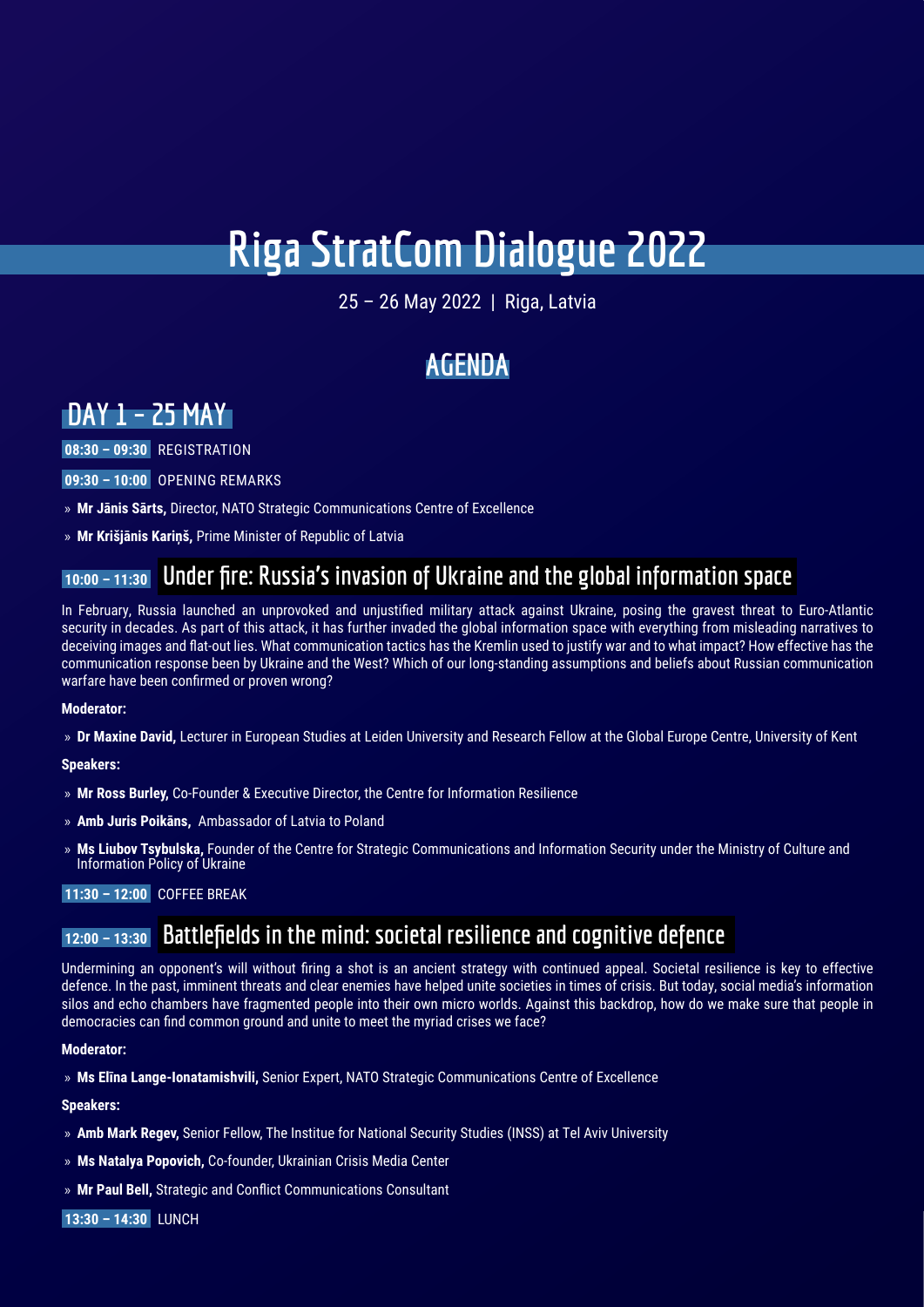# Riga StratCom Dialogue 2022

25 – 26 May 2022 | Riga, Latvia

## AGENDA

## DAY 1 – 25 MAY

**08:30 – 09:30** REGISTRATION

**09:30 – 10:00** OPENING REMARKS

» **Mr Jānis Sārts,** Director, NATO Strategic Communications Centre of Excellence

» **Mr Krišjānis Kariņš,** Prime Minister of Republic of Latvia

### 10:00 – 11:30 Under fire: Russia's invasion of Ukraine and the global information space

In February, Russia launched an unprovoked and unjustified military attack against Ukraine, posing the gravest threat to Euro-Atlantic security in decades. As part of this attack, it has further invaded the global information space with everything from misleading narratives to deceiving images and flat-out lies. What communication tactics has the Kremlin used to justify war and to what impact? How effective has the communication response been by Ukraine and the West? Which of our long-standing assumptions and beliefs about Russian communication warfare have been confirmed or proven wrong?

**Moderator:**

» **Dr Maxine David,** Lecturer in European Studies at Leiden University and Research Fellow at the Global Europe Centre, University of Kent

**Speakers:**

» **Mr Ross Burley,** Co-Founder & Executive Director, the Centre for Information Resilience

» **Amb Juris Poikāns,** Ambassador of Latvia to Poland

» **Ms Liubov Tsybulska,** Founder of the Centre for Strategic Communications and Information Security under the Ministry of Culture and Information Policy of Ukraine

**11:30 – 12:00** COFFEE BREAK

### 12:00 – 13:30 Battlefields in the mind: societal resilience and cognitive defence

Undermining an opponent's will without firing a shot is an ancient strategy with continued appeal. Societal resilience is key to effective defence. In the past, imminent threats and clear enemies have helped unite societies in times of crisis. But today, social media's information silos and echo chambers have fragmented people into their own micro worlds. Against this backdrop, how do we make sure that people in democracies can find common ground and unite to meet the myriad crises we face?

**Moderator:**

» **Ms Elīna Lange-Ionatamishvili,** Senior Expert, NATO Strategic Communications Centre of Excellence

**Speakers:**

» **Amb Mark Regev,** Senior Fellow, The Institue for National Security Studies (INSS) at Tel Aviv University

» **Ms Natalya Popovich,** Co-founder, Ukrainian Crisis Media Center

» **Mr Paul Bell,** Strategic and Conflict Communications Consultant

**13:30 – 14:30** LUNCH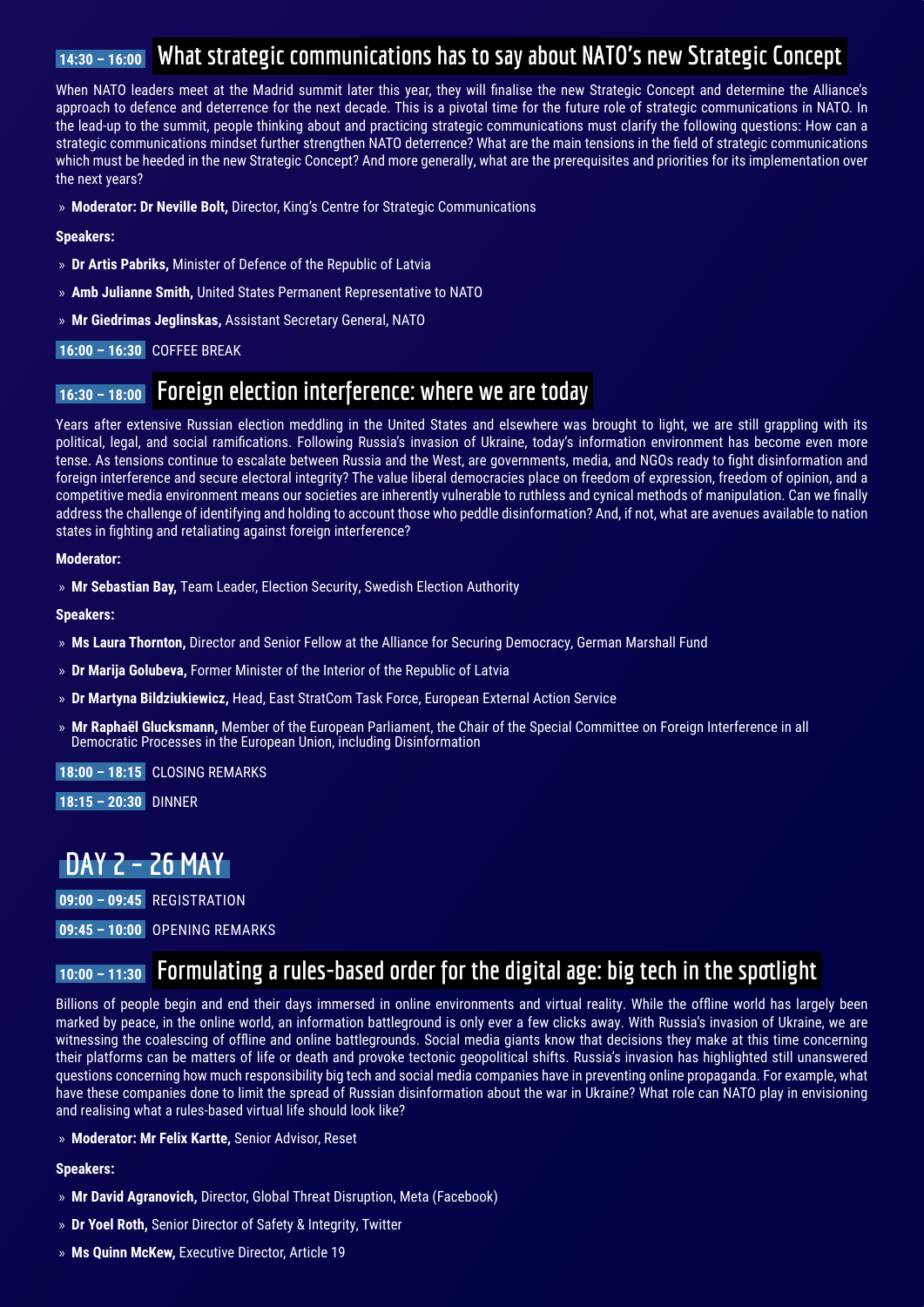## 14:30 – 16:00 What strategic communications has to say about NATO's new Strategic Concept

When NATO leaders meet at the Madrid summit later this year, they will finalise the new Strategic Concept and determine the Alliance's approach to defence and deterrence for the next decade. This is a pivotal time for the future role of strategic communications in NATO. In the lead-up to the summit, people thinking about and practicing strategic communications must clarify the following questions: How can a strategic communications mindset further strengthen NATO deterrence? What are the main tensions in the field of strategic communications which must be heeded in the new Strategic Concept? And more generally, what are the prerequisites and priorities for its implementation over the next years?

» **Moderator: Dr Neville Bolt,** Director, King's Centre for Strategic Communications

**Speakers:**

» **Dr Artis Pabriks,** Minister of Defence of the Republic of Latvia

» **Amb Julianne Smith,** United States Permanent Representative to NATO

» **Mr Giedrimas Jeglinskas,** Assistant Secretary General, NATO

**16:00 – 16:30** COFFEE BREAK

## 16:30 – 18:00 Foreign election interference: where we are today

Years after extensive Russian election meddling in the United States and elsewhere was brought to light, we are still grappling with its political, legal, and social ramifications. Following Russia's invasion of Ukraine, today's information environment has become even more tense. As tensions continue to escalate between Russia and the West, are governments, media, and NGOs ready to fight disinformation and foreign interference and secure electoral integrity? The value liberal democracies place on freedom of expression, freedom of opinion, and a competitive media environment means our societies are inherently vulnerable to ruthless and cynical methods of manipulation. Can we finally address the challenge of identifying and holding to account those who peddle disinformation? And, if not, what are avenues available to nation states in fighting and retaliating against foreign interference?

**Moderator:**

» **Mr Sebastian Bay,** Team Leader, Election Security, Swedish Election Authority

**Speakers:**

» **Ms Laura Thornton,** Director and Senior Fellow at the Alliance for Securing Democracy, German Marshall Fund

» **Dr Marija Golubeva,** Former Minister of the Interior of the Republic of Latvia

» **Dr Martyna Bildziukiewicz,** Head, East StratCom Task Force, European External Action Service

» **Mr Raphaël Glucksmann,** Member of the European Parliament, the Chair of the Special Committee on Foreign Interference in all Democratic Processes in the European Union, including Disinformation

**18:00 – 18:15** CLOSING REMARKS

**18:15 – 20:30** DINNER

# DAY 2 – 26 MAY

**09:00 – 09:45** REGISTRATION

**09:45 – 10:00** OPENING REMARKS

## 10:00 – 11:30 Formulating a rules-based order for the digital age: big tech in the spotlight

Billions of people begin and end their days immersed in online environments and virtual reality. While the offline world has largely been marked by peace, in the online world, an information battleground is only ever a few clicks away. With Russia's invasion of Ukraine, we are witnessing the coalescing of offline and online battlegrounds. Social media giants know that decisions they make at this time concerning their platforms can be matters of life or death and provoke tectonic geopolitical shifts. Russia's invasion has highlighted still unanswered questions concerning how much responsibility big tech and social media companies have in preventing online propaganda. For example, what have these companies done to limit the spread of Russian disinformation about the war in Ukraine? What role can NATO play in envisioning and realising what a rules-based virtual life should look like?

» **Moderator: Mr Felix Kartte,** Senior Advisor, Reset

**Speakers:**

» **Mr David Agranovich,** Director, Global Threat Disruption, Meta (Facebook)

» **Dr Yoel Roth,** Senior Director of Safety & Integrity, Twitter

» **Ms Quinn McKew,** Executive Director, Article 19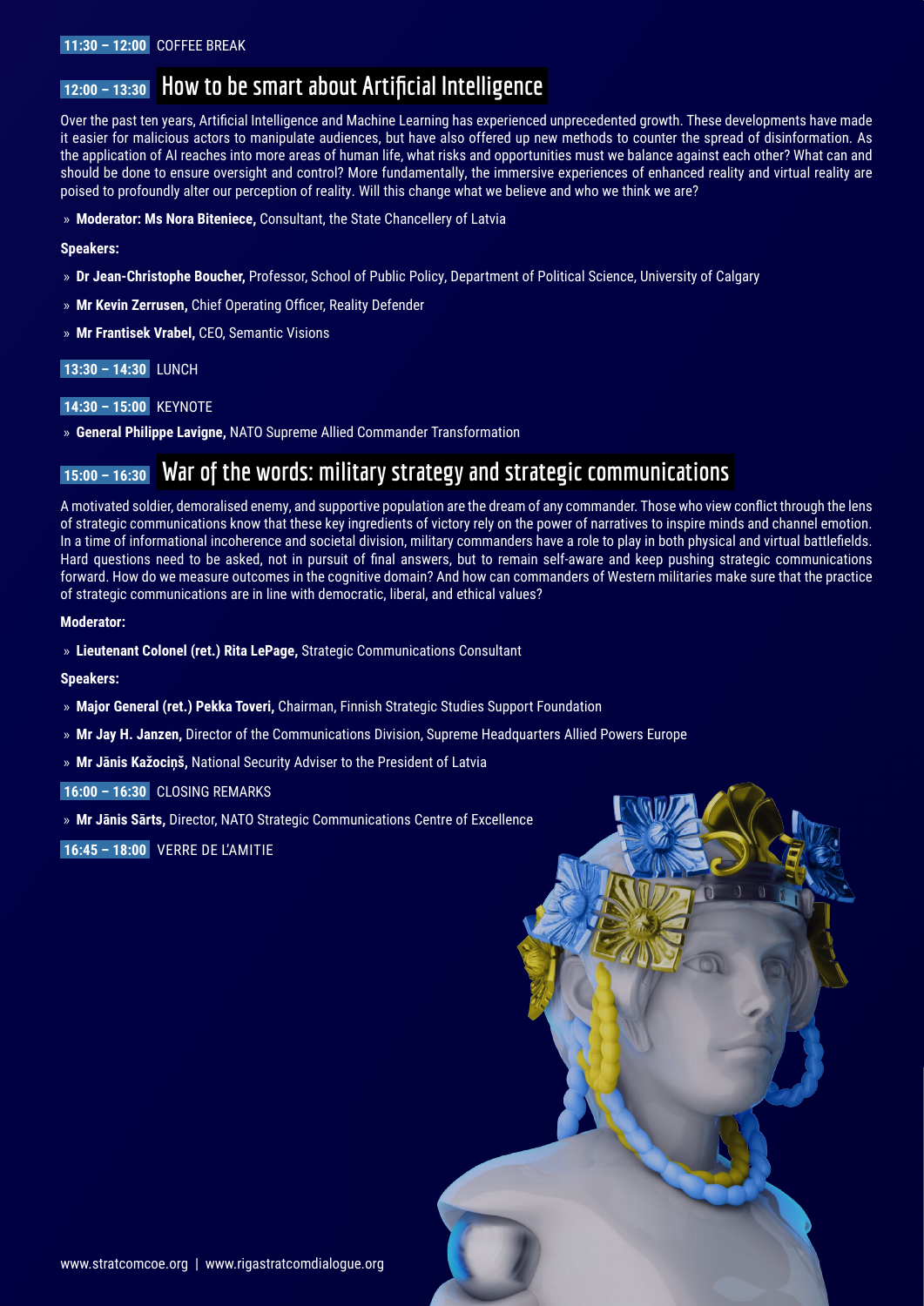**11:30 – 12:00** COFFEE BREAK

## **12:00 – 13:30** How to be smart about Artificial Intelligence

Over the past ten years, Artificial Intelligence and Machine Learning has experienced unprecedented growth. These developments have made it easier for malicious actors to manipulate audiences, but have also offered up new methods to counter the spread of disinformation. As the application of AI reaches into more areas of human life, what risks and opportunities must we balance against each other? What can and should be done to ensure oversight and control? More fundamentally, the immersive experiences of enhanced reality and virtual reality are poised to profoundly alter our perception of reality. Will this change what we believe and who we think we are?

» **Moderator: Ms Nora Biteniece,** Consultant, the State Chancellery of Latvia

**Speakers:**

» **Dr Jean-Christophe Boucher,** Professor, School of Public Policy, Department of Political Science, University of Calgary

» **Mr Kevin Zerrusen,** Chief Operating Officer, Reality Defender

» **Mr Frantisek Vrabel,** CEO, Semantic Visions

**13:30 – 14:30** LUNCH

**14:30 – 15:00** KEYNOTE

» **General Philippe Lavigne,** NATO Supreme Allied Commander Transformation

## **15:00 – 16:30** War of the words: military strategy and strategic communications

A motivated soldier, demoralised enemy, and supportive population are the dream of any commander. Those who view conflict through the lens of strategic communications know that these key ingredients of victory rely on the power of narratives to inspire minds and channel emotion. In a time of informational incoherence and societal division, military commanders have a role to play in both physical and virtual battlefields. Hard questions need to be asked, not in pursuit of final answers, but to remain self-aware and keep pushing strategic communications forward. How do we measure outcomes in the cognitive domain? And how can commanders of Western militaries make sure that the practice of strategic communications are in line with democratic, liberal, and ethical values?

**Moderator:**

» **Lieutenant Colonel (ret.) Rita LePage,** Strategic Communications Consultant

**Speakers:**

» **Major General (ret.) Pekka Toveri,** Chairman, Finnish Strategic Studies Support Foundation

» **Mr Jay H. Janzen,** Director of the Communications Division, Supreme Headquarters Allied Powers Europe

» **Mr Jānis Kažociņš,** National Security Adviser to the President of Latvia

**16:00 – 16:30** CLOSING REMARKS

» **Mr Jānis Sārts,** Director, NATO Strategic Communications Centre of Excellence

**16:45 – 18:00** VERRE DE L'AMITIE

www.stratcomcoe.org | www.rigastratcomdialogue.org